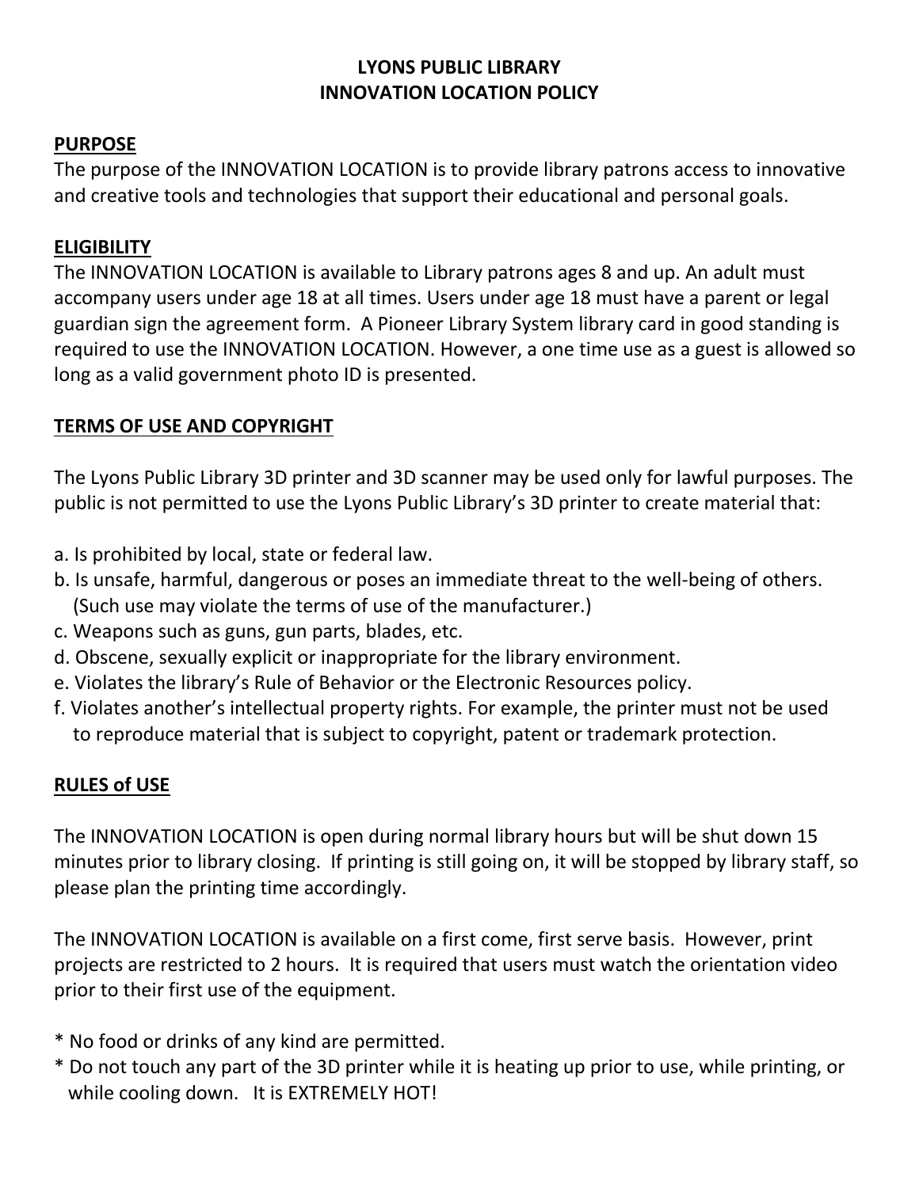# LYONS PUBLIC LIBRARY
# INNOVATION LOCATION POLICY

## PURPOSE

The purpose of the INNOVATION LOCATION is to provide library patrons access to innovative and creative tools and technologies that support their educational and personal goals.

## ELIGIBILITY

The INNOVATION LOCATION is available to Library patrons ages 8 and up. An adult must accompany users under age 18 at all times. Users under age 18 must have a parent or legal guardian sign the agreement form. A Pioneer Library System library card in good standing is required to use the INNOVATION LOCATION. However, a one time use as a guest is allowed so long as a valid government photo ID is presented.

## TERMS OF USE AND COPYRIGHT

The Lyons Public Library 3D printer and 3D scanner may be used only for lawful purposes. The public is not permitted to use the Lyons Public Library's 3D printer to create material that:

a. Is prohibited by local, state or federal law.
b. Is unsafe, harmful, dangerous or poses an immediate threat to the well-being of others. (Such use may violate the terms of use of the manufacturer.)
c. Weapons such as guns, gun parts, blades, etc.
d. Obscene, sexually explicit or inappropriate for the library environment.
e. Violates the library's Rule of Behavior or the Electronic Resources policy.
f. Violates another's intellectual property rights. For example, the printer must not be used to reproduce material that is subject to copyright, patent or trademark protection.

## RULES of USE

The INNOVATION LOCATION is open during normal library hours but will be shut down 15 minutes prior to library closing. If printing is still going on, it will be stopped by library staff, so please plan the printing time accordingly.

The INNOVATION LOCATION is available on a first come, first serve basis. However, print projects are restricted to 2 hours. It is required that users must watch the orientation video prior to their first use of the equipment.

* No food or drinks of any kind are permitted.
* Do not touch any part of the 3D printer while it is heating up prior to use, while printing, or while cooling down. It is EXTREMELY HOT!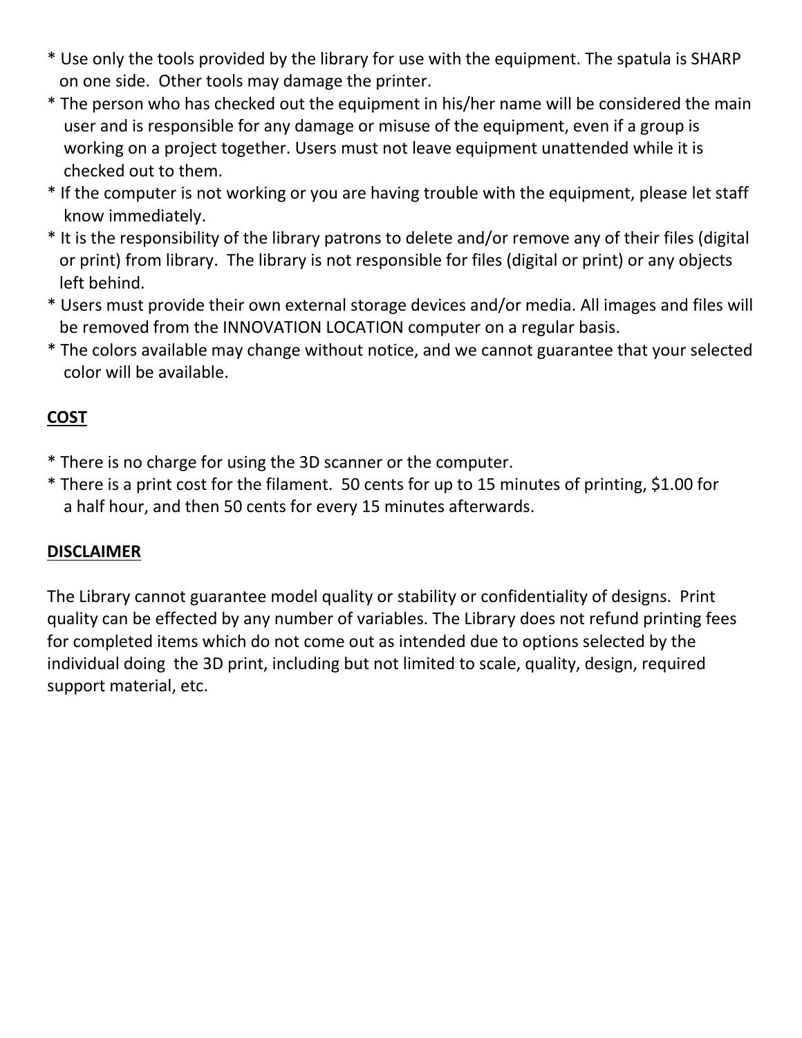* Use only the tools provided by the library for use with the equipment. The spatula is SHARP on one side.  Other tools may damage the printer.
* The person who has checked out the equipment in his/her name will be considered the main user and is responsible for any damage or misuse of the equipment, even if a group is working on a project together. Users must not leave equipment unattended while it is checked out to them.
* If the computer is not working or you are having trouble with the equipment, please let staff know immediately.
* It is the responsibility of the library patrons to delete and/or remove any of their files (digital or print) from library.  The library is not responsible for files (digital or print) or any objects left behind.
* Users must provide their own external storage devices and/or media. All images and files will be removed from the INNOVATION LOCATION computer on a regular basis.
* The colors available may change without notice, and we cannot guarantee that your selected color will be available.

**COST**

* There is no charge for using the 3D scanner or the computer.
* There is a print cost for the filament.  50 cents for up to 15 minutes of printing, $1.00 for a half hour, and then 50 cents for every 15 minutes afterwards.

**DISCLAIMER**

The Library cannot guarantee model quality or stability or confidentiality of designs.  Print quality can be effected by any number of variables. The Library does not refund printing fees for completed items which do not come out as intended due to options selected by the individual doing  the 3D print, including but not limited to scale, quality, design, required support material, etc.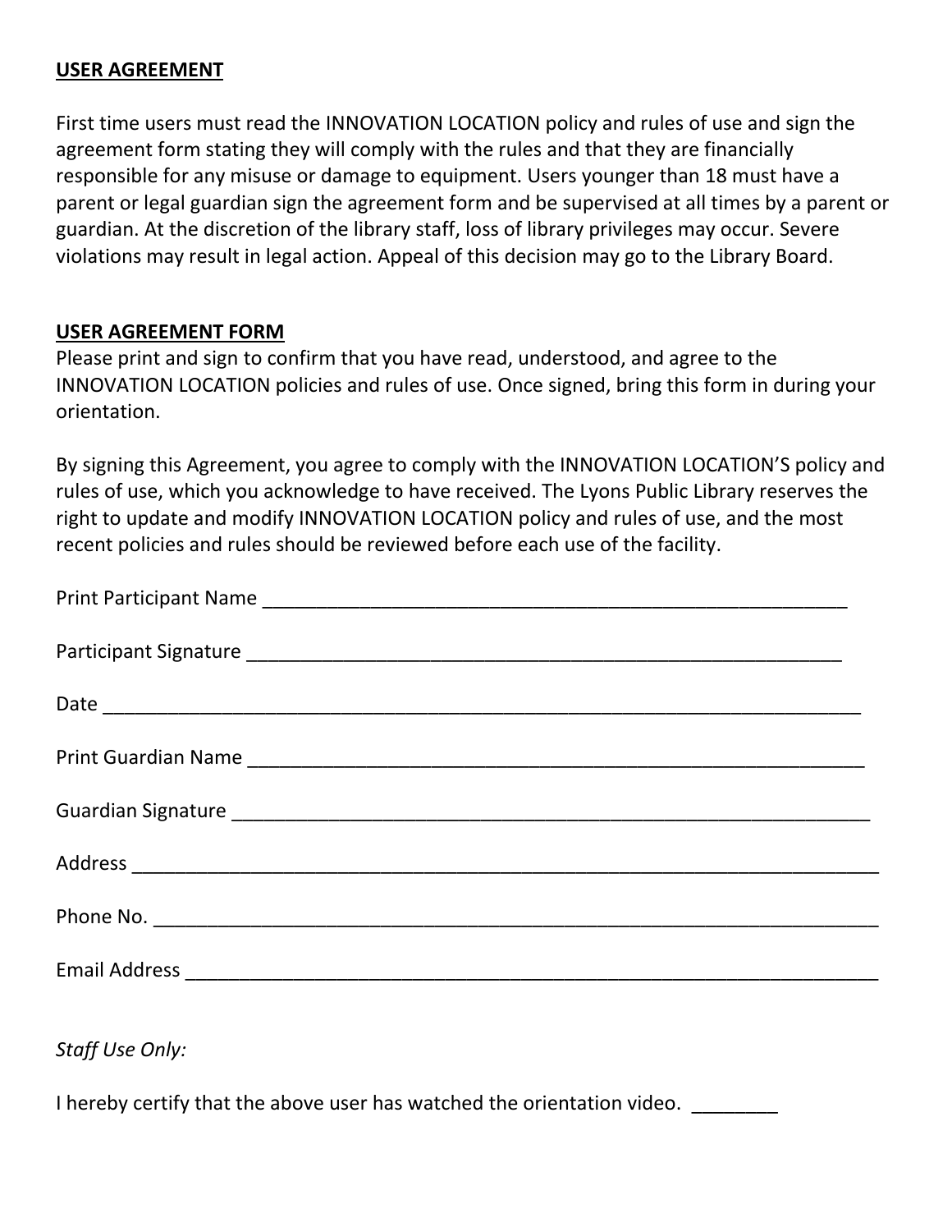**USER AGREEMENT**

First time users must read the INNOVATION LOCATION policy and rules of use and sign the agreement form stating they will comply with the rules and that they are financially responsible for any misuse or damage to equipment. Users younger than 18 must have a parent or legal guardian sign the agreement form and be supervised at all times by a parent or guardian. At the discretion of the library staff, loss of library privileges may occur. Severe violations may result in legal action. Appeal of this decision may go to the Library Board.

**USER AGREEMENT FORM**

Please print and sign to confirm that you have read, understood, and agree to the INNOVATION LOCATION policies and rules of use. Once signed, bring this form in during your orientation.

By signing this Agreement, you agree to comply with the INNOVATION LOCATION'S policy and rules of use, which you acknowledge to have received. The Lyons Public Library reserves the right to update and modify INNOVATION LOCATION policy and rules of use, and the most recent policies and rules should be reviewed before each use of the facility.

Print Participant Name ______________________________________________________

Participant Signature ________________________________________________________

Date ______________________________________________________________________

Print Guardian Name ________________________________________________________

Guardian Signature __________________________________________________________

Address ___________________________________________________________________

Phone No. _________________________________________________________________

Email Address ______________________________________________________________

*Staff Use Only:*

I hereby certify that the above user has watched the orientation video. ________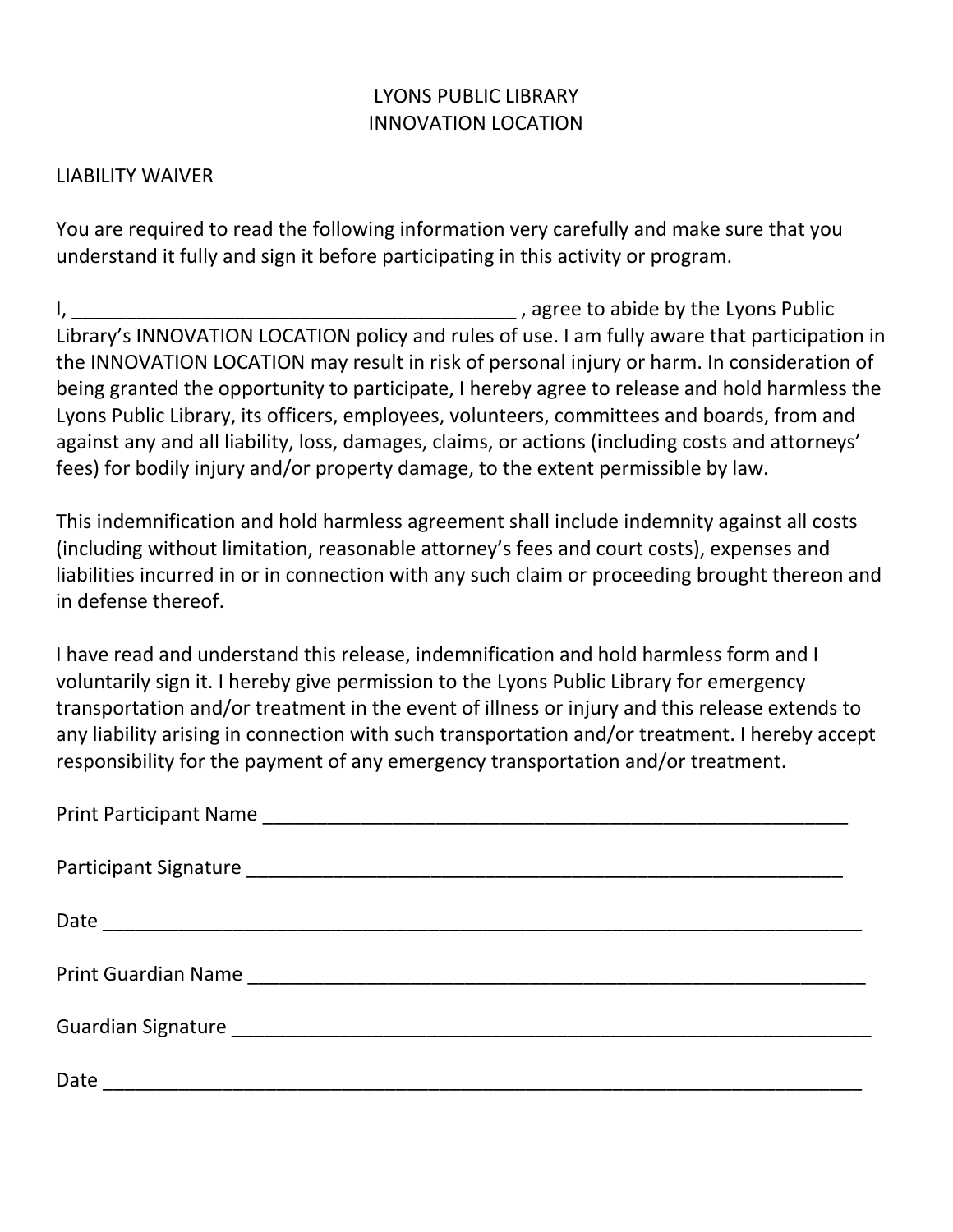LYONS PUBLIC LIBRARY
INNOVATION LOCATION

LIABILITY WAIVER

You are required to read the following information very carefully and make sure that you understand it fully and sign it before participating in this activity or program.

I, __________________________________________ , agree to abide by the Lyons Public Library's INNOVATION LOCATION policy and rules of use. I am fully aware that participation in the INNOVATION LOCATION may result in risk of personal injury or harm. In consideration of being granted the opportunity to participate, I hereby agree to release and hold harmless the Lyons Public Library, its officers, employees, volunteers, committees and boards, from and against any and all liability, loss, damages, claims, or actions (including costs and attorneys' fees) for bodily injury and/or property damage, to the extent permissible by law.

This indemnification and hold harmless agreement shall include indemnity against all costs (including without limitation, reasonable attorney's fees and court costs), expenses and liabilities incurred in or in connection with any such claim or proceeding brought thereon and in defense thereof.

I have read and understand this release, indemnification and hold harmless form and I voluntarily sign it. I hereby give permission to the Lyons Public Library for emergency transportation and/or treatment in the event of illness or injury and this release extends to any liability arising in connection with such transportation and/or treatment. I hereby accept responsibility for the payment of any emergency transportation and/or treatment.

Print Participant Name ________________________________________________________

Participant Signature ________________________________________________________

Date ________________________________________________________________________

Print Guardian Name ________________________________________________________

Guardian Signature __________________________________________________________

Date ________________________________________________________________________